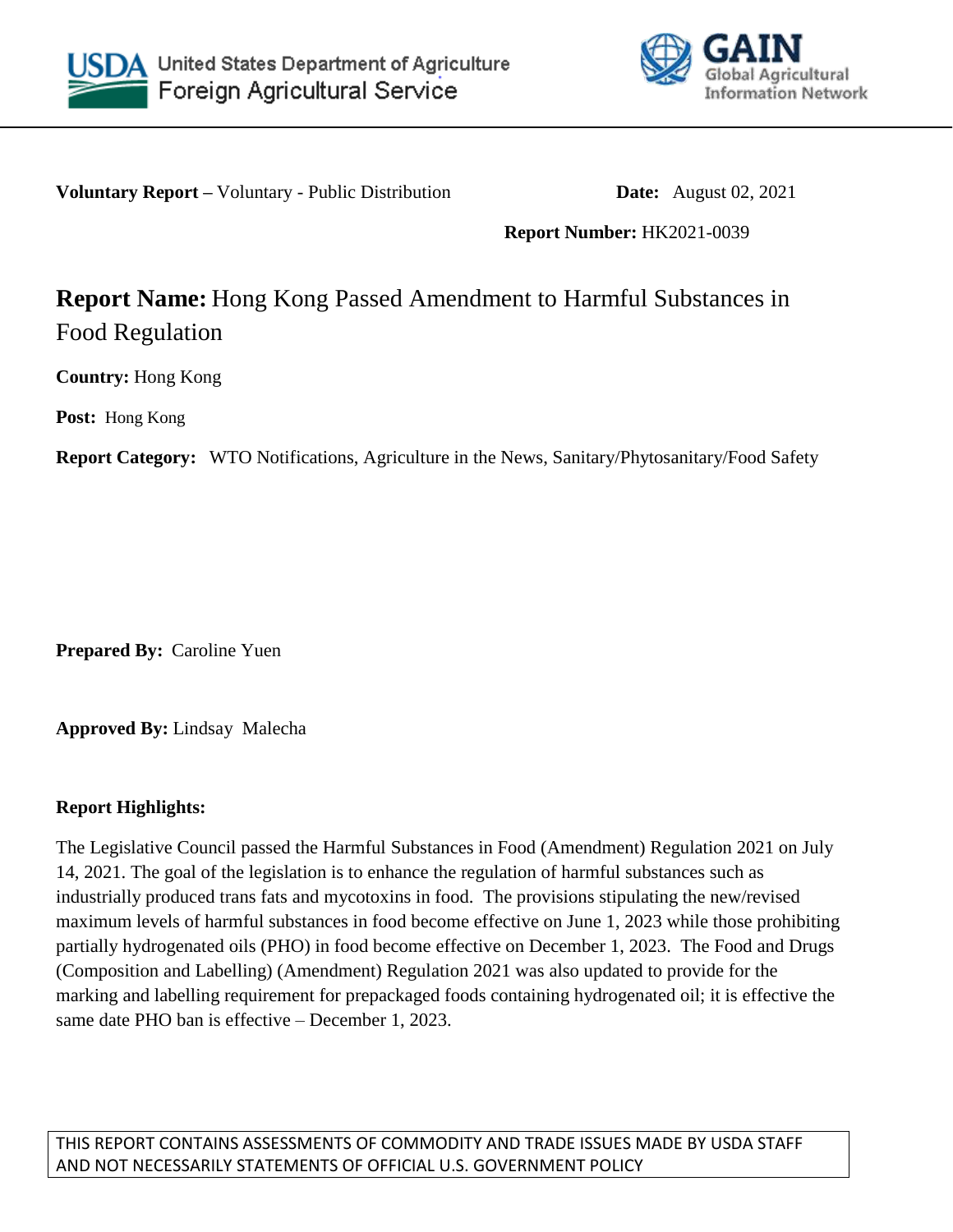United States Department of Agriculture
Foreign Agricultural Service

GAIN
Global Agricultural Information Network

**Voluntary Report –** Voluntary - Public Distribution **Date:** August 02, 2021

**Report Number:** HK2021-0039

# **Report Name:** Hong Kong Passed Amendment to Harmful Substances in Food Regulation

**Country:** Hong Kong

**Post:** Hong Kong

**Report Category:** WTO Notifications, Agriculture in the News, Sanitary/Phytosanitary/Food Safety

**Prepared By:** Caroline Yuen

**Approved By:** Lindsay Malecha

**Report Highlights:**

The Legislative Council passed the Harmful Substances in Food (Amendment) Regulation 2021 on July 14, 2021. The goal of the legislation is to enhance the regulation of harmful substances such as industrially produced trans fats and mycotoxins in food. The provisions stipulating the new/revised maximum levels of harmful substances in food become effective on June 1, 2023 while those prohibiting partially hydrogenated oils (PHO) in food become effective on December 1, 2023. The Food and Drugs (Composition and Labelling) (Amendment) Regulation 2021 was also updated to provide for the marking and labelling requirement for prepackaged foods containing hydrogenated oil; it is effective the same date PHO ban is effective – December 1, 2023.

THIS REPORT CONTAINS ASSESSMENTS OF COMMODITY AND TRADE ISSUES MADE BY USDA STAFF AND NOT NECESSARILY STATEMENTS OF OFFICIAL U.S. GOVERNMENT POLICY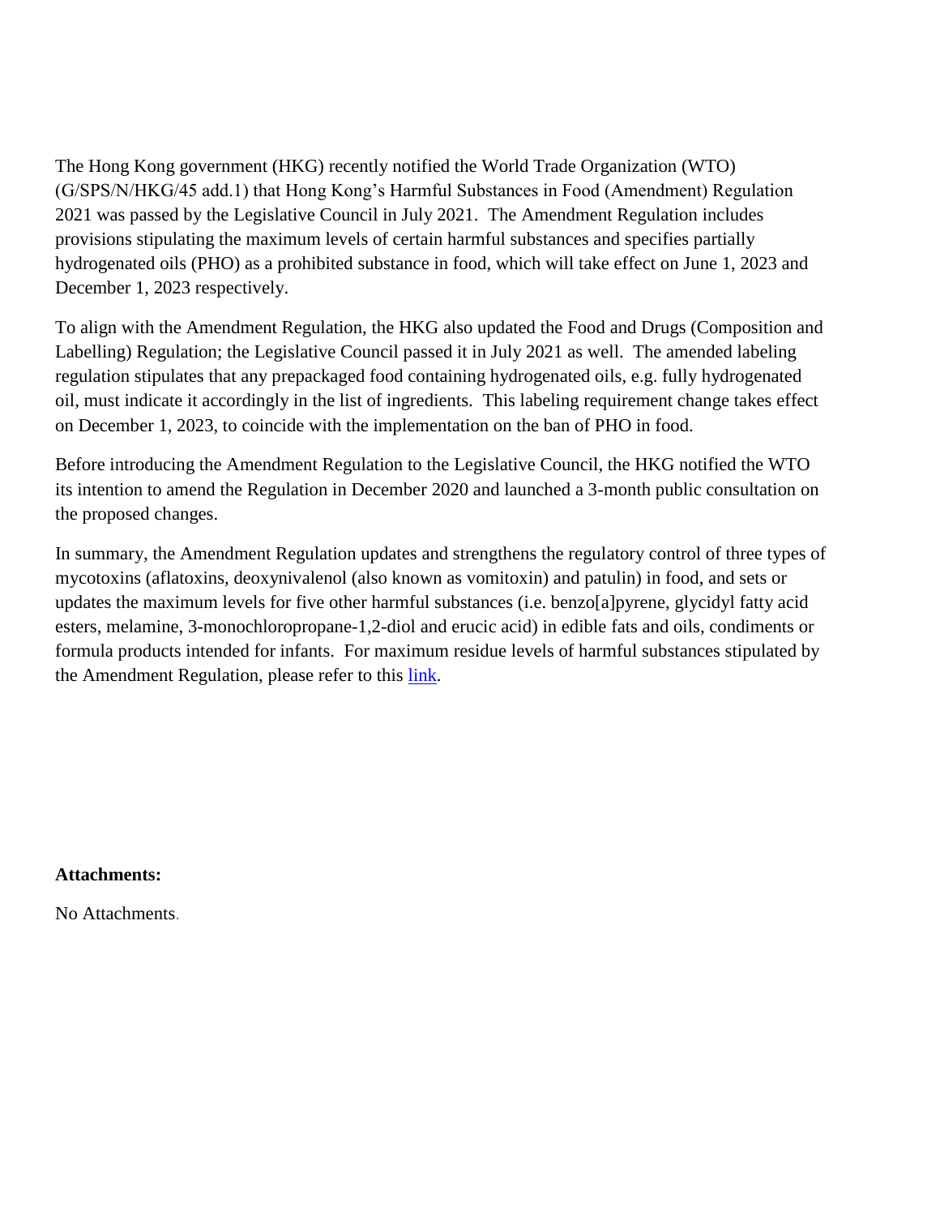The Hong Kong government (HKG) recently notified the World Trade Organization (WTO) (G/SPS/N/HKG/45 add.1) that Hong Kong's Harmful Substances in Food (Amendment) Regulation 2021 was passed by the Legislative Council in July 2021. The Amendment Regulation includes provisions stipulating the maximum levels of certain harmful substances and specifies partially hydrogenated oils (PHO) as a prohibited substance in food, which will take effect on June 1, 2023 and December 1, 2023 respectively.

To align with the Amendment Regulation, the HKG also updated the Food and Drugs (Composition and Labelling) Regulation; the Legislative Council passed it in July 2021 as well. The amended labeling regulation stipulates that any prepackaged food containing hydrogenated oils, e.g. fully hydrogenated oil, must indicate it accordingly in the list of ingredients. This labeling requirement change takes effect on December 1, 2023, to coincide with the implementation on the ban of PHO in food.

Before introducing the Amendment Regulation to the Legislative Council, the HKG notified the WTO its intention to amend the Regulation in December 2020 and launched a 3-month public consultation on the proposed changes.

In summary, the Amendment Regulation updates and strengthens the regulatory control of three types of mycotoxins (aflatoxins, deoxynivalenol (also known as vomitoxin) and patulin) in food, and sets or updates the maximum levels for five other harmful substances (i.e. benzo[a]pyrene, glycidyl fatty acid esters, melamine, 3-monochloropropane-1,2-diol and erucic acid) in edible fats and oils, condiments or formula products intended for infants. For maximum residue levels of harmful substances stipulated by the Amendment Regulation, please refer to this link.

**Attachments:**

No Attachments.